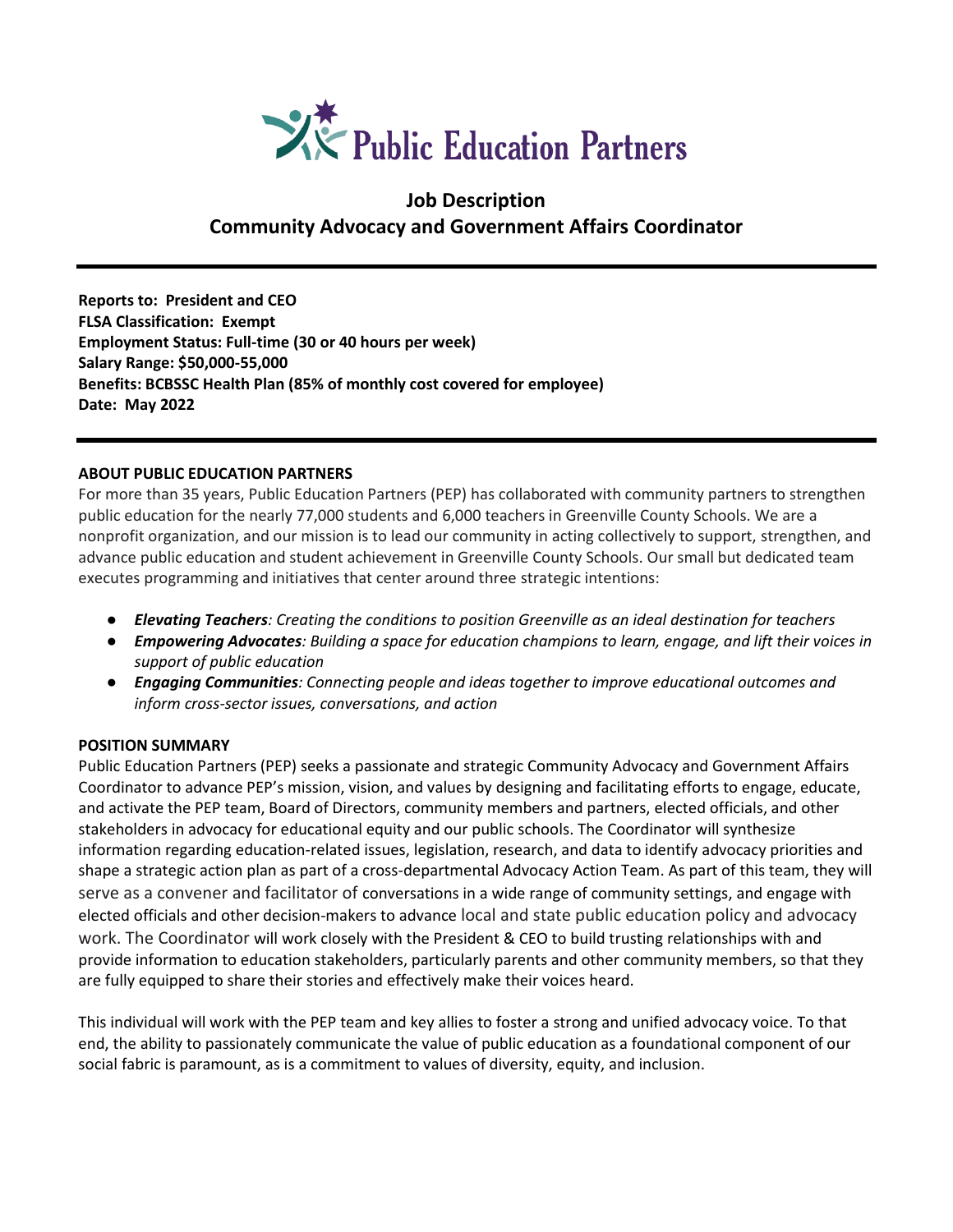# Public Education Partners

## Job Description
## Community Advocacy and Government Affairs Coordinator

---

**Reports to: President and CEO**
**FLSA Classification: Exempt**
**Employment Status: Full-time (30 or 40 hours per week)**
**Salary Range: $50,000-55,000**
**Benefits: BCBSSC Health Plan (85% of monthly cost covered for employee)**
**Date: May 2022**

---

### ABOUT PUBLIC EDUCATION PARTNERS

For more than 35 years, Public Education Partners (PEP) has collaborated with community partners to strengthen public education for the nearly 77,000 students and 6,000 teachers in Greenville County Schools. We are a nonprofit organization, and our mission is to lead our community in acting collectively to support, strengthen, and advance public education and student achievement in Greenville County Schools. Our small but dedicated team executes programming and initiatives that center around three strategic intentions:

- ***Elevating Teachers****: Creating the conditions to position Greenville as an ideal destination for teachers*
- ***Empowering Advocates****: Building a space for education champions to learn, engage, and lift their voices in support of public education*
- ***Engaging Communities****: Connecting people and ideas together to improve educational outcomes and inform cross-sector issues, conversations, and action*

### POSITION SUMMARY

Public Education Partners (PEP) seeks a passionate and strategic Community Advocacy and Government Affairs Coordinator to advance PEP's mission, vision, and values by designing and facilitating efforts to engage, educate, and activate the PEP team, Board of Directors, community members and partners, elected officials, and other stakeholders in advocacy for educational equity and our public schools. The Coordinator will synthesize information regarding education-related issues, legislation, research, and data to identify advocacy priorities and shape a strategic action plan as part of a cross-departmental Advocacy Action Team. As part of this team, they will serve as a convener and facilitator of conversations in a wide range of community settings, and engage with elected officials and other decision-makers to advance local and state public education policy and advocacy work. The Coordinator will work closely with the President & CEO to build trusting relationships with and provide information to education stakeholders, particularly parents and other community members, so that they are fully equipped to share their stories and effectively make their voices heard.

This individual will work with the PEP team and key allies to foster a strong and unified advocacy voice. To that end, the ability to passionately communicate the value of public education as a foundational component of our social fabric is paramount, as is a commitment to values of diversity, equity, and inclusion.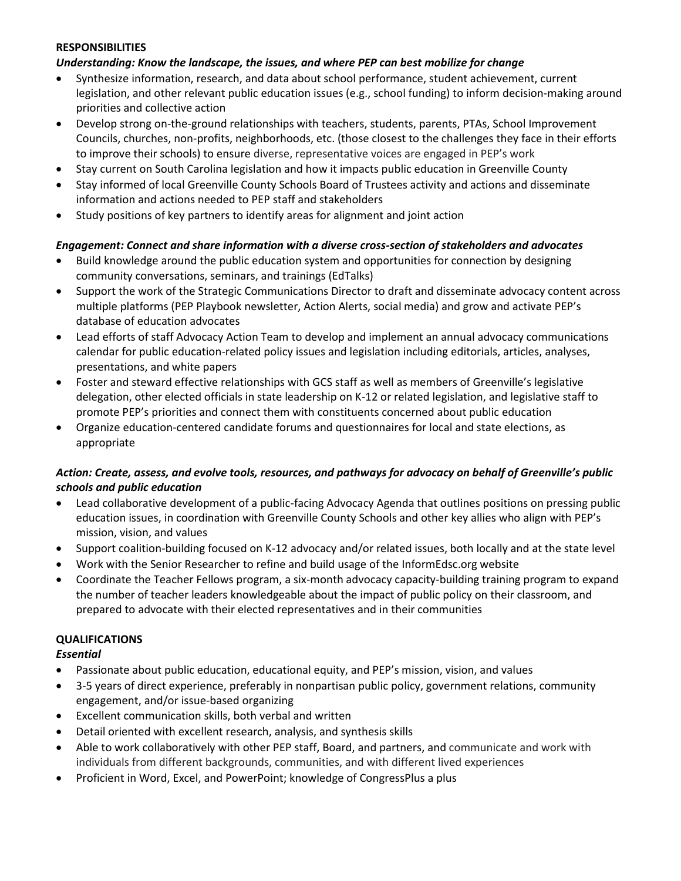**RESPONSIBILITIES**

***Understanding: Know the landscape, the issues, and where PEP can best mobilize for change***

- Synthesize information, research, and data about school performance, student achievement, current legislation, and other relevant public education issues (e.g., school funding) to inform decision-making around priorities and collective action
- Develop strong on-the-ground relationships with teachers, students, parents, PTAs, School Improvement Councils, churches, non-profits, neighborhoods, etc. (those closest to the challenges they face in their efforts to improve their schools) to ensure diverse, representative voices are engaged in PEP's work
- Stay current on South Carolina legislation and how it impacts public education in Greenville County
- Stay informed of local Greenville County Schools Board of Trustees activity and actions and disseminate information and actions needed to PEP staff and stakeholders
- Study positions of key partners to identify areas for alignment and joint action

***Engagement: Connect and share information with a diverse cross-section of stakeholders and advocates***

- Build knowledge around the public education system and opportunities for connection by designing community conversations, seminars, and trainings (EdTalks)
- Support the work of the Strategic Communications Director to draft and disseminate advocacy content across multiple platforms (PEP Playbook newsletter, Action Alerts, social media) and grow and activate PEP's database of education advocates
- Lead efforts of staff Advocacy Action Team to develop and implement an annual advocacy communications calendar for public education-related policy issues and legislation including editorials, articles, analyses, presentations, and white papers
- Foster and steward effective relationships with GCS staff as well as members of Greenville's legislative delegation, other elected officials in state leadership on K-12 or related legislation, and legislative staff to promote PEP's priorities and connect them with constituents concerned about public education
- Organize education-centered candidate forums and questionnaires for local and state elections, as appropriate

***Action: Create, assess, and evolve tools, resources, and pathways for advocacy on behalf of Greenville's public schools and public education***

- Lead collaborative development of a public-facing Advocacy Agenda that outlines positions on pressing public education issues, in coordination with Greenville County Schools and other key allies who align with PEP's mission, vision, and values
- Support coalition-building focused on K-12 advocacy and/or related issues, both locally and at the state level
- Work with the Senior Researcher to refine and build usage of the InformEdsc.org website
- Coordinate the Teacher Fellows program, a six-month advocacy capacity-building training program to expand the number of teacher leaders knowledgeable about the impact of public policy on their classroom, and prepared to advocate with their elected representatives and in their communities

**QUALIFICATIONS**

***Essential***

- Passionate about public education, educational equity, and PEP's mission, vision, and values
- 3-5 years of direct experience, preferably in nonpartisan public policy, government relations, community engagement, and/or issue-based organizing
- Excellent communication skills, both verbal and written
- Detail oriented with excellent research, analysis, and synthesis skills
- Able to work collaboratively with other PEP staff, Board, and partners, and communicate and work with individuals from different backgrounds, communities, and with different lived experiences
- Proficient in Word, Excel, and PowerPoint; knowledge of CongressPlus a plus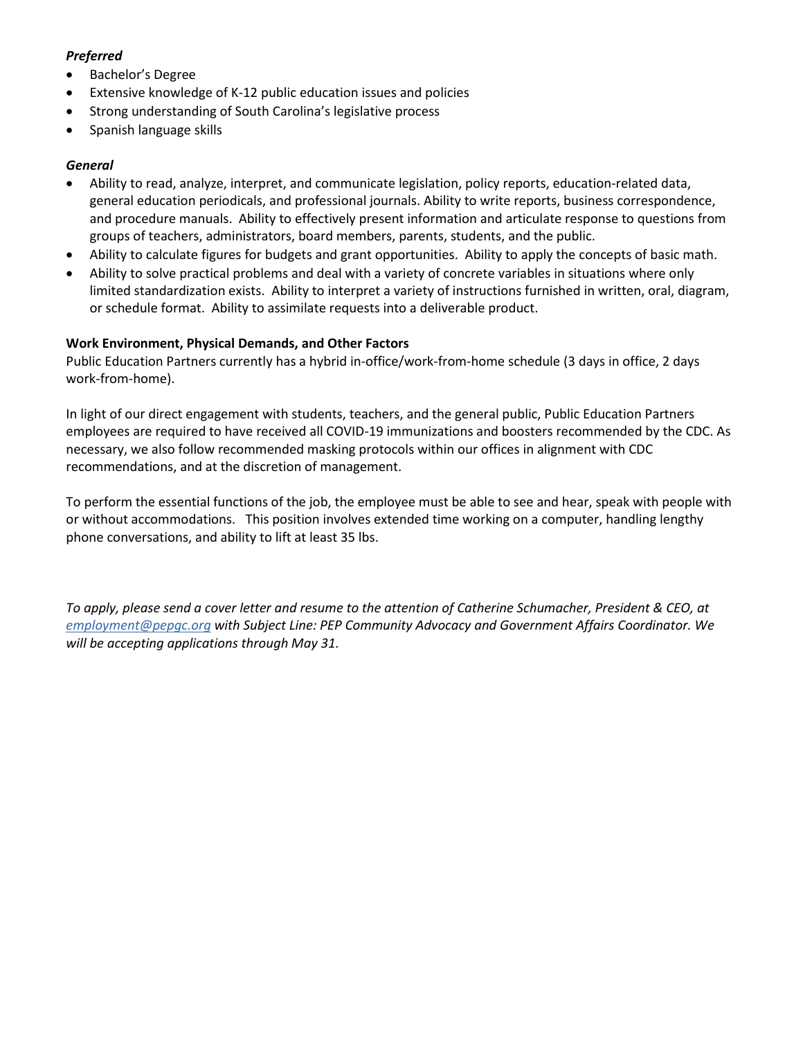***Preferred***

- Bachelor's Degree
- Extensive knowledge of K-12 public education issues and policies
- Strong understanding of South Carolina's legislative process
- Spanish language skills

***General***

- Ability to read, analyze, interpret, and communicate legislation, policy reports, education-related data, general education periodicals, and professional journals. Ability to write reports, business correspondence, and procedure manuals. Ability to effectively present information and articulate response to questions from groups of teachers, administrators, board members, parents, students, and the public.
- Ability to calculate figures for budgets and grant opportunities. Ability to apply the concepts of basic math.
- Ability to solve practical problems and deal with a variety of concrete variables in situations where only limited standardization exists. Ability to interpret a variety of instructions furnished in written, oral, diagram, or schedule format. Ability to assimilate requests into a deliverable product.

**Work Environment, Physical Demands, and Other Factors**

Public Education Partners currently has a hybrid in-office/work-from-home schedule (3 days in office, 2 days work-from-home).

In light of our direct engagement with students, teachers, and the general public, Public Education Partners employees are required to have received all COVID-19 immunizations and boosters recommended by the CDC. As necessary, we also follow recommended masking protocols within our offices in alignment with CDC recommendations, and at the discretion of management.

To perform the essential functions of the job, the employee must be able to see and hear, speak with people with or without accommodations. This position involves extended time working on a computer, handling lengthy phone conversations, and ability to lift at least 35 lbs.

*To apply, please send a cover letter and resume to the attention of Catherine Schumacher, President & CEO, at [employment@pepgc.org](mailto:employment@pepgc.org) with Subject Line: PEP Community Advocacy and Government Affairs Coordinator. We will be accepting applications through May 31.*